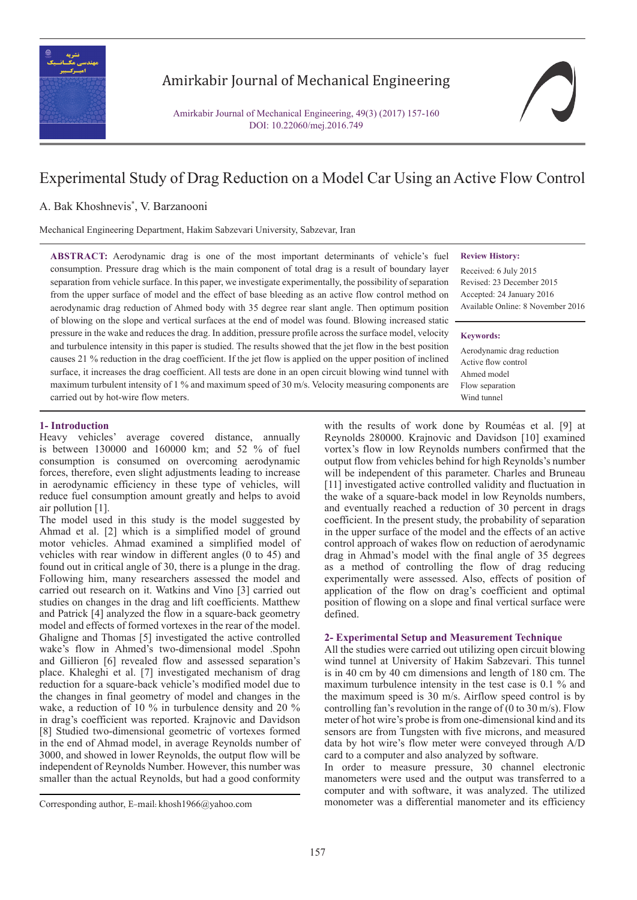# Experimental Study of Drag Reduction on a Model Car Using an Active Flow Control

A. Bak Khoshnevis*, V. Barzanooni

Mechanical Engineering Department, Hakim Sabzevari University, Sabzevar, Iran

**ABSTRACT:** Aerodynamic drag is one of the most important determinants of vehicle's fuel consumption. Pressure drag which is the main component of total drag is a result of boundary layer separation from vehicle surface. In this paper, we investigate experimentally, the possibility of separation from the upper surface of model and the effect of base bleeding as an active flow control method on aerodynamic drag reduction of Ahmed body with 35 degree rear slant angle. Then optimum position of blowing on the slope and vertical surfaces at the end of model was found. Blowing increased static pressure in the wake and reduces the drag. In addition, pressure profile across the surface model, velocity and turbulence intensity in this paper is studied. The results showed that the jet flow in the best position causes 21 % reduction in the drag coefficient. If the jet flow is applied on the upper position of inclined surface, it increases the drag coefficient. All tests are done in an open circuit blowing wind tunnel with maximum turbulent intensity of 1 % and maximum speed of 30 m/s. Velocity measuring components are carried out by hot-wire flow meters.

**Review History:**

Received: 6 July 2015
Revised: 23 December 2015
Accepted: 24 January 2016
Available Online: 8 November 2016

**Keywords:**

Aerodynamic drag reduction
Active flow control
Ahmed model
Flow separation
Wind tunnel

## 1- Introduction

Heavy vehicles' average covered distance, annually is between 130000 and 160000 km; and 52 % of fuel consumption is consumed on overcoming aerodynamic forces, therefore, even slight adjustments leading to increase in aerodynamic efficiency in these type of vehicles, will reduce fuel consumption amount greatly and helps to avoid air pollution [1].

The model used in this study is the model suggested by Ahmad et al. [2] which is a simplified model of ground motor vehicles. Ahmad examined a simplified model of vehicles with rear window in different angles (0 to 45) and found out in critical angle of 30, there is a plunge in the drag. Following him, many researchers assessed the model and carried out research on it. Watkins and Vino [3] carried out studies on changes in the drag and lift coefficients. Matthew and Patrick [4] analyzed the flow in a square-back geometry model and effects of formed vortexes in the rear of the model. Ghaligne and Thomas [5] investigated the active controlled wake's flow in Ahmed's two-dimensional model .Spohn and Gillieron [6] revealed flow and assessed separation's place. Khaleghi et al. [7] investigated mechanism of drag reduction for a square-back vehicle's modified model due to the changes in final geometry of model and changes in the wake, a reduction of 10 % in turbulence density and 20 % in drag's coefficient was reported. Krajnovic and Davidson [8] Studied two-dimensional geometric of vortexes formed in the end of Ahmad model, in average Reynolds number of 3000, and showed in lower Reynolds, the output flow will be independent of Reynolds Number. However, this number was smaller than the actual Reynolds, but had a good conformity with the results of work done by Rouméas et al. [9] at Reynolds 280000. Krajnovic and Davidson [10] examined vortex's flow in low Reynolds numbers confirmed that the output flow from vehicles behind for high Reynolds's number will be independent of this parameter. Charles and Bruneau [11] investigated active controlled validity and fluctuation in the wake of a square-back model in low Reynolds numbers, and eventually reached a reduction of 30 percent in drags coefficient. In the present study, the probability of separation in the upper surface of the model and the effects of an active control approach of wakes flow on reduction of aerodynamic drag in Ahmad's model with the final angle of 35 degrees as a method of controlling the flow of drag reducing experimentally were assessed. Also, effects of position of application of the flow on drag's coefficient and optimal position of flowing on a slope and final vertical surface were defined.

## 2- Experimental Setup and Measurement Technique

All the studies were carried out utilizing open circuit blowing wind tunnel with at University of Hakim Sabzevari. This tunnel is in 40 cm by 40 cm dimensions and length of 180 cm. The maximum turbulence intensity in the test case is 0.1 % and the maximum speed is 30 m/s. Airflow speed control is by controlling fan's revolution in the range of (0 to 30 m/s). Flow meter of hot wire's probe is from one-dimensional kind and its sensors are from Tungsten with five microns, and measured data by hot wire's flow meter were conveyed through A/D card to a computer and also analyzed by software.

In order to measure pressure, 30 channel electronic manometers were used and the output was transferred to a computer and with software, it was analyzed. The utilized monometer was a differential manometer and its efficiency

Corresponding author, E-mail: khosh1966@yahoo.com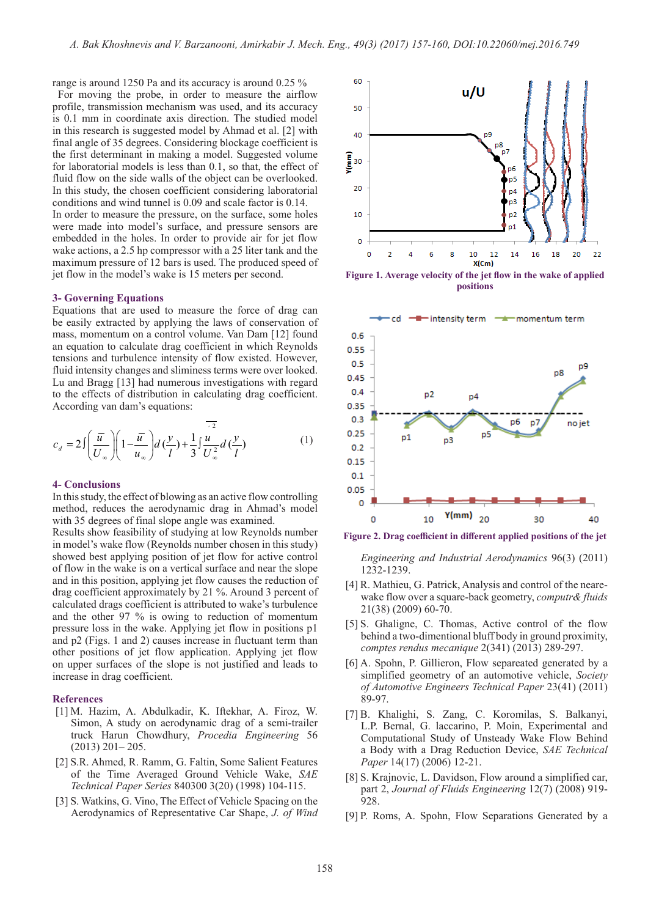range is around 1250 Pa and its accuracy is around 0.25 %

For moving the probe, in order to measure the airflow profile, transmission mechanism was used, and its accuracy is 0.1 mm in coordinate axis direction. The studied model in this research is suggested model by Ahmad et al. [2] with final angle of 35 degrees. Considering blockage coefficient is the first determinant in making a model. Suggested volume for laboratorial models is less than 0.1, so that, the effect of fluid flow on the side walls of the object can be overlooked. In this study, the chosen coefficient considering laboratorial conditions and wind tunnel is 0.09 and scale factor is 0.14. In order to measure the pressure, on the surface, some holes were made into model's surface, and pressure sensors are embedded in the holes. In order to provide air for jet flow wake actions, a 2.5 hp compressor with a 25 liter tank and the maximum pressure of 12 bars is used. The produced speed of jet flow in the model's wake is 15 meters per second.

## 3- Governing Equations

Equations that are used to measure the force of drag can be easily extracted by applying the laws of conservation of mass, momentum on a control volume. Van Dam [12] found an equation to calculate drag coefficient in which Reynolds tensions and turbulence intensity of flow existed. However, fluid intensity changes and sliminess terms were over looked. Lu and Bragg [13] had numerous investigations with regard to the effects of distribution in calculating drag coefficient. According van dam's equations:

$$c_d = 2\int\left(\frac{\bar{u}}{U_\infty}\right)\left(1-\frac{\bar{u}}{u_\infty}\right)d\left(\frac{y}{l}\right)+\frac{1}{3}\int\frac{\overline{u'^2}}{U_\infty^2}d\left(\frac{y}{l}\right) \qquad (1)$$

## 4- Conclusions

In this study, the effect of blowing as an active flow controlling method, reduces the aerodynamic drag in Ahmad's model with 35 degrees of final slope angle was examined.

Results show feasibility of studying at low Reynolds number in model's wake flow (Reynolds number chosen in this study) showed best applying position of jet flow for active control of flow in the wake is on a vertical surface and near the slope and in this position, applying jet flow causes the reduction of drag coefficient approximately by 21 %. Around 3 percent of calculated drags coefficient is attributed to wake's turbulence and the other 97 % is owing to reduction of momentum pressure loss in the wake. Applying jet flow in positions p1 and p2 (Figs. 1 and 2) causes increase in fluctuant term than other positions of jet flow application. Applying jet flow on upper surfaces of the slope is not justified and leads to increase in drag coefficient.

Figure 1. Average velocity of the jet flow in the wake of applied positions

Figure 2. Drag coefficient in different applied positions of the jet

## References

[1] M. Hazim, A. Abdulkadir, K. Iftekhar, A. Firoz, W. Simon, A study on aerodynamic drag of a semi-trailer truck Harun Chowdhury, *Procedia Engineering* 56 (2013) 201– 205.

[2] S.R. Ahmed, R. Ramm, G. Faltin, Some Salient Features of the Time Averaged Ground Vehicle Wake, *SAE Technical Paper Series* 840300 3(20) (1998) 104-115.

[3] S. Watkins, G. Vino, The Effect of Vehicle Spacing on the Aerodynamics of Representative Car Shape, *J. of Wind Engineering and Industrial Aerodynamics* 96(3) (2011) 1232-1239.

[4] R. Mathieu, G. Patrick, Analysis and control of the neare-wake flow over a square-back geometry, *computr& fluids* 21(38) (2009) 60-70.

[5] S. Ghaligne, C. Thomas, Active control of the flow behind a two-dimentional bluff body in ground proximity, *comptes rendus mecanique* 2(341) (2013) 289-297.

[6] A. Spohn, P. Gillieron, Flow sepaerated generated by a simplified geometry of an automotive vehicle, *Society of Automotive Engineers Technical Paper* 23(41) (2011) 89-97.

[7] B. Khalighi, S. Zang, C. Koromilas, S. Balkanyi, L.P. Bernal, G. laccarino, P. Moin, Experimental and Computational Study of Unsteady Wake Flow Behind a Body with a Drag Reduction Device, *SAE Technical Paper* 14(17) (2006) 12-21.

[8] S. Krajnovic, L. Davidson, Flow around a simplified car, part 2, *Journal of Fluids Engineering* 12(7) (2008) 919-928.

[9] P. Roms, A. Spohn, Flow Separations Generated by a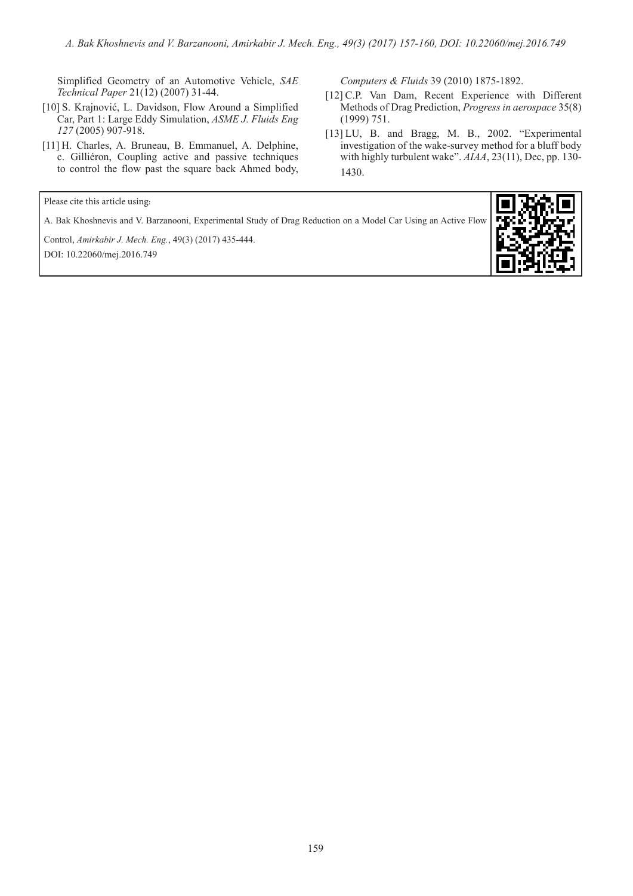Simplified Geometry of an Automotive Vehicle, *SAE Technical Paper* 21(12) (2007) 31-44.

[10] S. Krajnović, L. Davidson, Flow Around a Simplified Car, Part 1: Large Eddy Simulation, *ASME J. Fluids Eng 127* (2005) 907-918.

[11] H. Charles, A. Bruneau, B. Emmanuel, A. Delphine, c. Gilliéron, Coupling active and passive techniques to control the flow past the square back Ahmed body, *Computers & Fluids* 39 (2010) 1875-1892.

[12] C.P. Van Dam, Recent Experience with Different Methods of Drag Prediction, *Progress in aerospace* 35(8) (1999) 751.

[13] LU, B. and Bragg, M. B., 2002. "Experimental investigation of the wake-survey method for a bluff body with highly turbulent wake". *AIAA*, 23(11), Dec, pp. 130-1430.

Please cite this article using:

A. Bak Khoshnevis and V. Barzanooni, Experimental Study of Drag Reduction on a Model Car Using an Active Flow Control, *Amirkabir J. Mech. Eng.*, 49(3) (2017) 435-444.

DOI: 10.22060/mej.2016.749